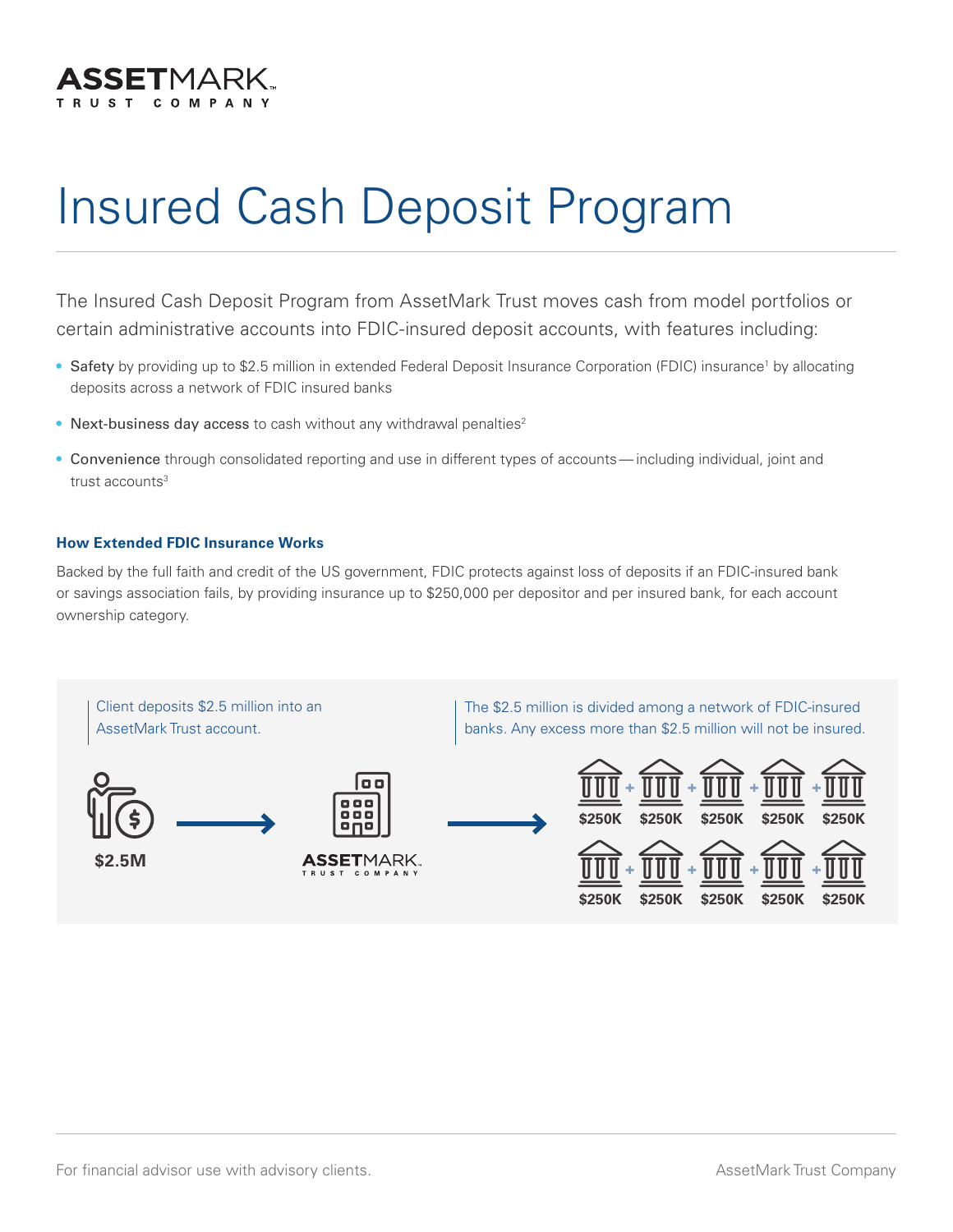ASSETMARK
TRUST COMPANY

# Insured Cash Deposit Program

The Insured Cash Deposit Program from AssetMark Trust moves cash from model portfolios or certain administrative accounts into FDIC-insured deposit accounts, with features including:

- Safety by providing up to $2.5 million in extended Federal Deposit Insurance Corporation (FDIC) insurance[1] by allocating deposits across a network of FDIC insured banks
- Next-business day access to cash without any withdrawal penalties[2]
- Convenience through consolidated reporting and use in different types of accounts — including individual, joint and trust accounts[3]

### How Extended FDIC Insurance Works

Backed by the full faith and credit of the US government, FDIC protects against loss of deposits if an FDIC-insured bank or savings association fails, by providing insurance up to $250,000 per depositor and per insured bank, for each account ownership category.

Client deposits $2.5 million into an AssetMark Trust account.

The $2.5 million is divided among a network of FDIC-insured banks. Any excess more than $2.5 million will not be insured.

$2.5M

ASSETMARK TRUST COMPANY

$250K + $250K + $250K + $250K + $250K

$250K + $250K + $250K + $250K + $250K

For financial advisor use with advisory clients.

AssetMark Trust Company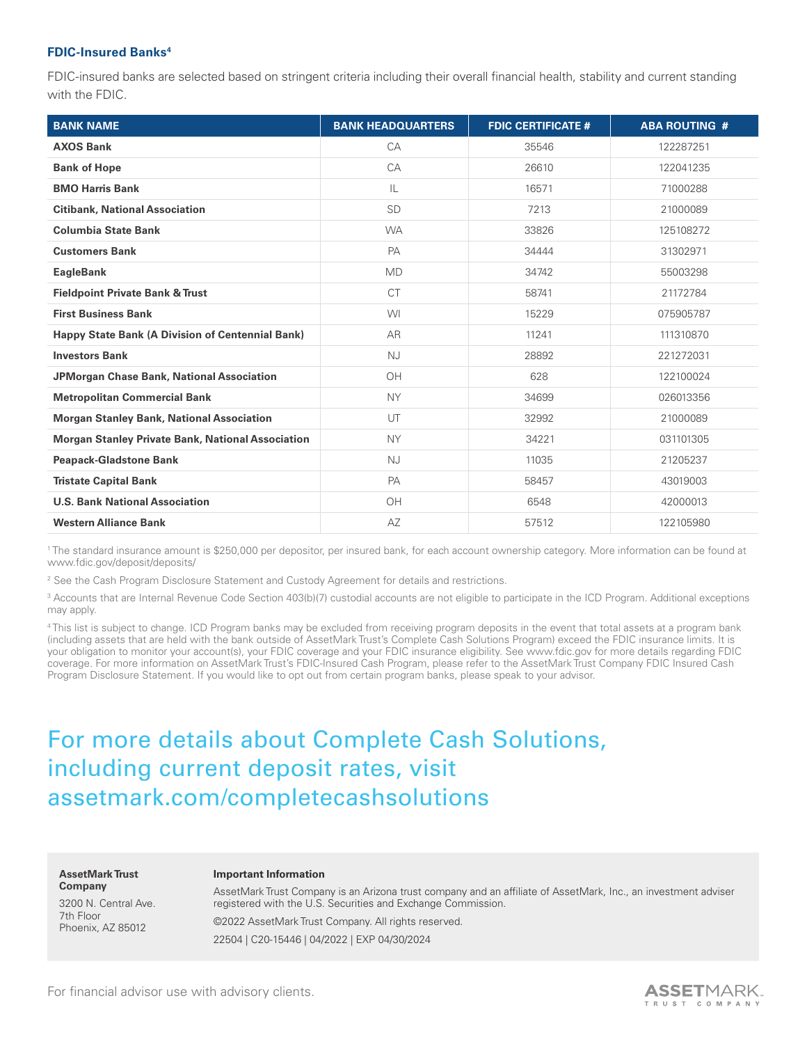### FDIC-Insured Banks[4]

FDIC-insured banks are selected based on stringent criteria including their overall financial health, stability and current standing with the FDIC.

| BANK NAME | BANK HEADQUARTERS | FDIC CERTIFICATE # | ABA ROUTING # |
|---|---|---|---|
| **AXOS Bank** | CA | 35546 | 122287251 |
| **Bank of Hope** | CA | 26610 | 122041235 |
| **BMO Harris Bank** | IL | 16571 | 71000288 |
| **Citibank, National Association** | SD | 7213 | 21000089 |
| **Columbia State Bank** | WA | 33826 | 125108272 |
| **Customers Bank** | PA | 34444 | 31302971 |
| **EagleBank** | MD | 34742 | 55003298 |
| **Fieldpoint Private Bank & Trust** | CT | 58741 | 21172784 |
| **First Business Bank** | WI | 15229 | 075905787 |
| **Happy State Bank (A Division of Centennial Bank)** | AR | 11241 | 111310870 |
| **Investors Bank** | NJ | 28892 | 221272031 |
| **JPMorgan Chase Bank, National Association** | OH | 628 | 122100024 |
| **Metropolitan Commercial Bank** | NY | 34699 | 026013356 |
| **Morgan Stanley Bank, National Association** | UT | 32992 | 21000089 |
| **Morgan Stanley Private Bank, National Association** | NY | 34221 | 031101305 |
| **Peapack-Gladstone Bank** | NJ | 11035 | 21205237 |
| **Tristate Capital Bank** | PA | 58457 | 43019003 |
| **U.S. Bank National Association** | OH | 6548 | 42000013 |
| **Western Alliance Bank** | AZ | 57512 | 122105980 |

[1] The standard insurance amount is $250,000 per depositor, per insured bank, for each account ownership category. More information can be found at www.fdic.gov/deposit/deposits/

[2] See the Cash Program Disclosure Statement and Custody Agreement for details and restrictions.

[3] Accounts that are Internal Revenue Code Section 403(b)(7) custodial accounts are not eligible to participate in the ICD Program. Additional exceptions may apply.

[4] This list is subject to change. ICD Program banks may be excluded from receiving program deposits in the event that total assets at a program bank (including assets that are held with the bank outside of AssetMark Trust's Complete Cash Solutions Program) exceed the FDIC insurance limits. It is your obligation to monitor your account(s), your FDIC coverage and your FDIC insurance eligibility. See www.fdic.gov for more details regarding FDIC coverage. For more information on AssetMark Trust's FDIC-Insured Cash Program, please refer to the AssetMark Trust Company FDIC Insured Cash Program Disclosure Statement. If you would like to opt out from certain program banks, please speak to your advisor.

## For more details about Complete Cash Solutions, including current deposit rates, visit assetmark.com/completecashsolutions

**AssetMark Trust Company**

3200 N. Central Ave.
7th Floor
Phoenix, AZ 85012

**Important Information**

AssetMark Trust Company is an Arizona trust company and an affiliate of AssetMark, Inc., an investment adviser registered with the U.S. Securities and Exchange Commission.

©2022 AssetMark Trust Company. All rights reserved.

22504 | C20-15446 | 04/2022 | EXP 04/30/2024

For financial advisor use with advisory clients.

ASSETMARK TRUST COMPANY